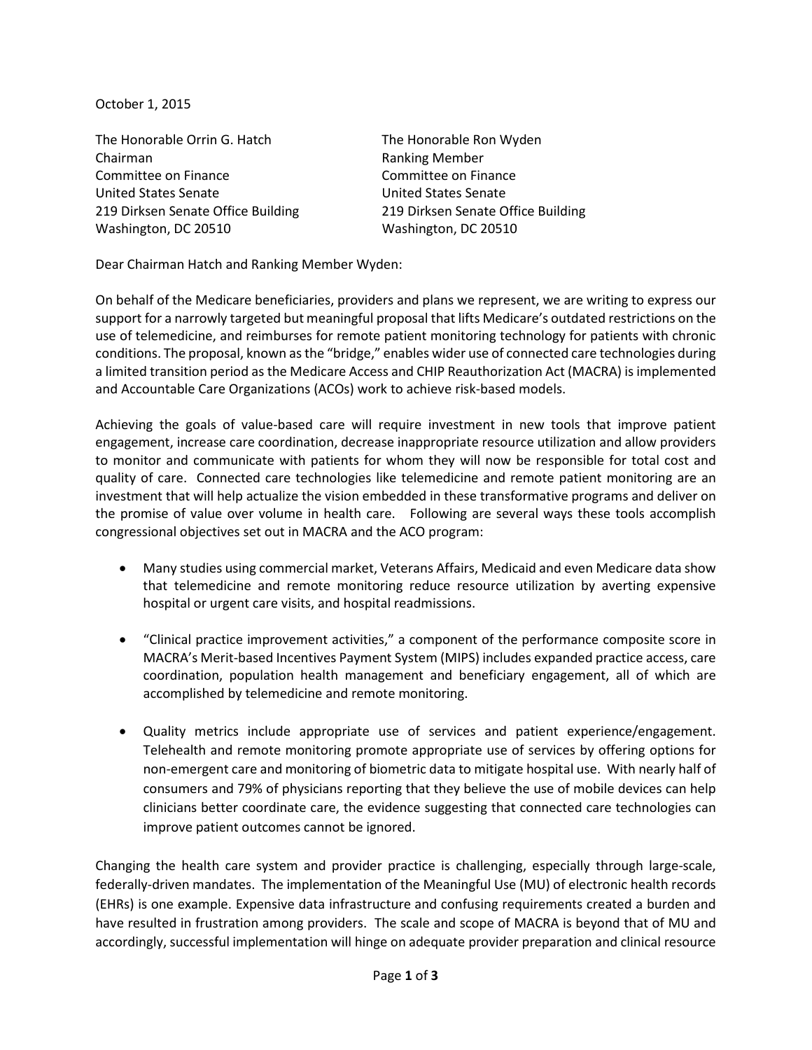October 1, 2015

The Honorable Orrin G. Hatch
Chairman
Committee on Finance
United States Senate
219 Dirksen Senate Office Building
Washington, DC 20510

The Honorable Ron Wyden
Ranking Member
Committee on Finance
United States Senate
219 Dirksen Senate Office Building
Washington, DC 20510

Dear Chairman Hatch and Ranking Member Wyden:

On behalf of the Medicare beneficiaries, providers and plans we represent, we are writing to express our support for a narrowly targeted but meaningful proposal that lifts Medicare's outdated restrictions on the use of telemedicine, and reimburses for remote patient monitoring technology for patients with chronic conditions. The proposal, known as the "bridge," enables wider use of connected care technologies during a limited transition period as the Medicare Access and CHIP Reauthorization Act (MACRA) is implemented and Accountable Care Organizations (ACOs) work to achieve risk-based models.

Achieving the goals of value-based care will require investment in new tools that improve patient engagement, increase care coordination, decrease inappropriate resource utilization and allow providers to monitor and communicate with patients for whom they will now be responsible for total cost and quality of care. Connected care technologies like telemedicine and remote patient monitoring are an investment that will help actualize the vision embedded in these transformative programs and deliver on the promise of value over volume in health care. Following are several ways these tools accomplish congressional objectives set out in MACRA and the ACO program:

- Many studies using commercial market, Veterans Affairs, Medicaid and even Medicare data show that telemedicine and remote monitoring reduce resource utilization by averting expensive hospital or urgent care visits, and hospital readmissions.

- "Clinical practice improvement activities," a component of the performance composite score in MACRA's Merit-based Incentives Payment System (MIPS) includes expanded practice access, care coordination, population health management and beneficiary engagement, all of which are accomplished by telemedicine and remote monitoring.

- Quality metrics include appropriate use of services and patient experience/engagement. Telehealth and remote monitoring promote appropriate use of services by offering options for non-emergent care and monitoring of biometric data to mitigate hospital use. With nearly half of consumers and 79% of physicians reporting that they believe the use of mobile devices can help clinicians better coordinate care, the evidence suggesting that connected care technologies can improve patient outcomes cannot be ignored.

Changing the health care system and provider practice is challenging, especially through large-scale, federally-driven mandates. The implementation of the Meaningful Use (MU) of electronic health records (EHRs) is one example. Expensive data infrastructure and confusing requirements created a burden and have resulted in frustration among providers. The scale and scope of MACRA is beyond that of MU and accordingly, successful implementation will hinge on adequate provider preparation and clinical resource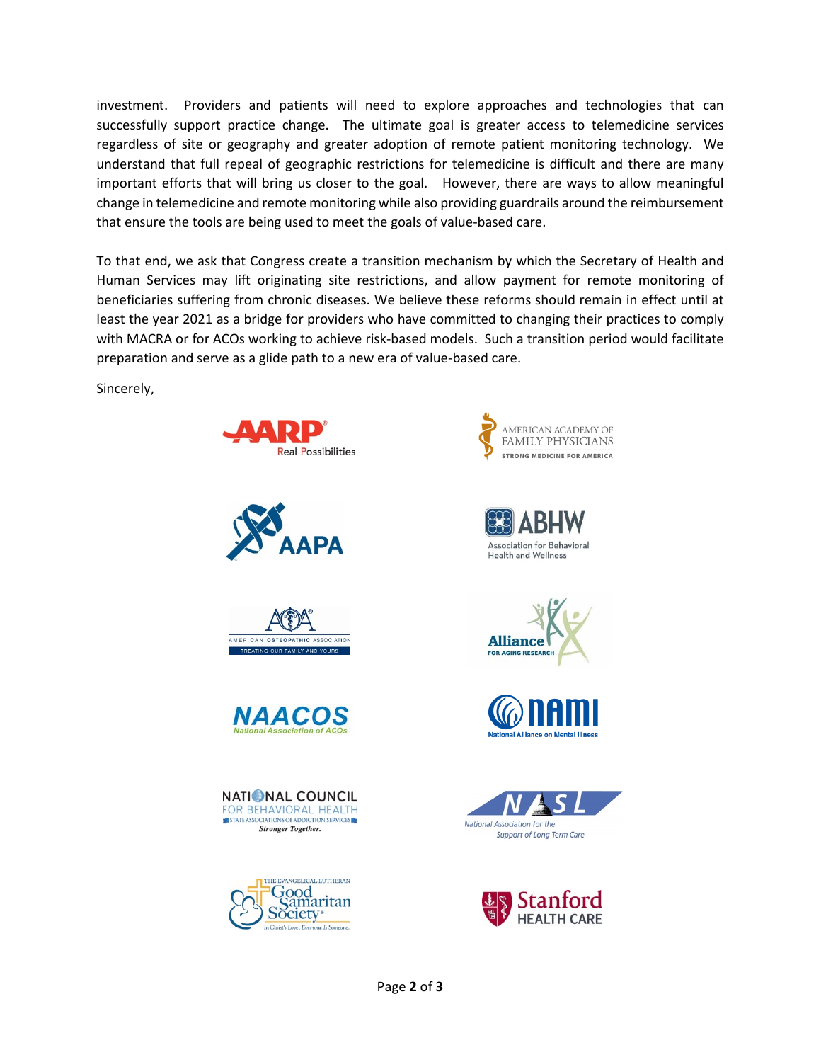investment. Providers and patients will need to explore approaches and technologies that can successfully support practice change. The ultimate goal is greater access to telemedicine services regardless of site or geography and greater adoption of remote patient monitoring technology. We understand that full repeal of geographic restrictions for telemedicine is difficult and there are many important efforts that will bring us closer to the goal. However, there are ways to allow meaningful change in telemedicine and remote monitoring while also providing guardrails around the reimbursement that ensure the tools are being used to meet the goals of value-based care.

To that end, we ask that Congress create a transition mechanism by which the Secretary of Health and Human Services may lift originating site restrictions, and allow payment for remote monitoring of beneficiaries suffering from chronic diseases. We believe these reforms should remain in effect until at least the year 2021 as a bridge for providers who have committed to changing their practices to comply with MACRA or for ACOs working to achieve risk-based models. Such a transition period would facilitate preparation and serve as a glide path to a new era of value-based care.

Sincerely,

AARP Real Possibilities

American Academy of Family Physicians — Strong Medicine for America

AAPA

ABHW — Association for Behavioral Health and Wellness

American Osteopathic Association — Treating Our Family and Yours

Alliance for Aging Research

NAACOS — National Association of ACOs

NAMI — National Alliance on Mental Illness

National Council for Behavioral Health — State Associations of Addiction Services — Stronger Together.

NASL — National Association for the Support of Long Term Care

The Evangelical Lutheran Good Samaritan Society — In Christ's Love, Everyone Is Someone.

Stanford Health Care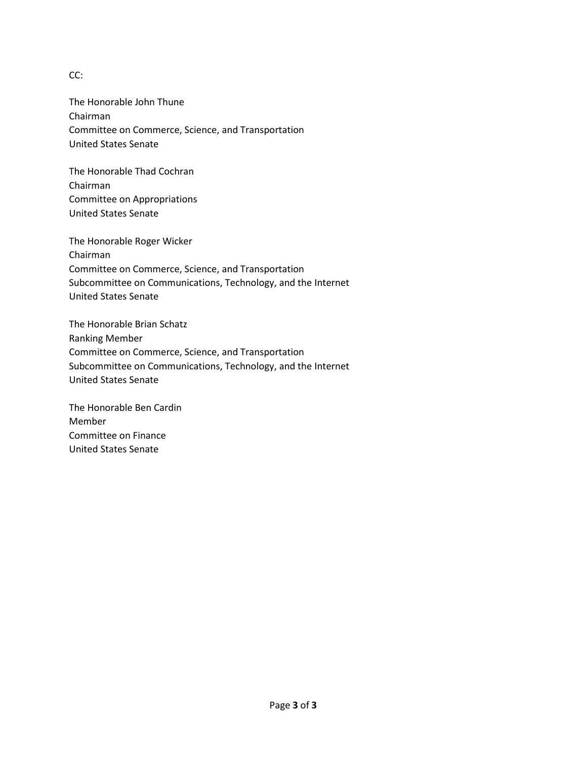CC:

The Honorable John Thune
Chairman
Committee on Commerce, Science, and Transportation
United States Senate

The Honorable Thad Cochran
Chairman
Committee on Appropriations
United States Senate

The Honorable Roger Wicker
Chairman
Committee on Commerce, Science, and Transportation
Subcommittee on Communications, Technology, and the Internet
United States Senate

The Honorable Brian Schatz
Ranking Member
Committee on Commerce, Science, and Transportation
Subcommittee on Communications, Technology, and the Internet
United States Senate

The Honorable Ben Cardin
Member
Committee on Finance
United States Senate